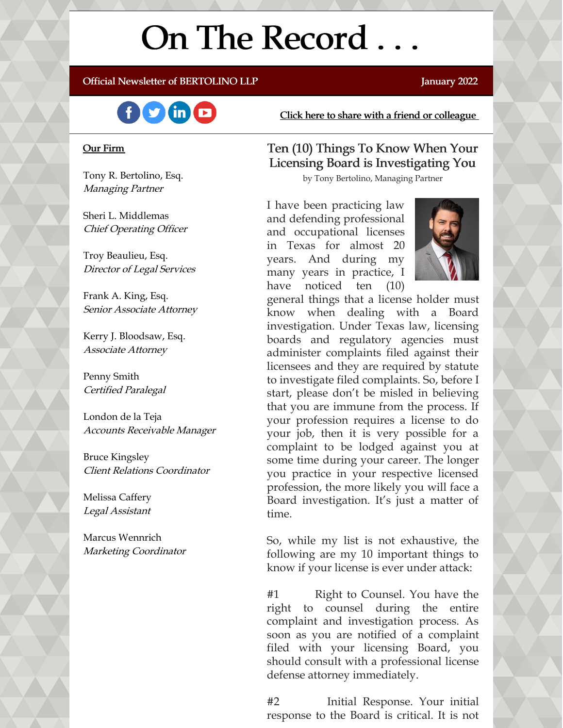# On The Record . . .

Official Newsletter of BERTOLINO LLP — January 2022

Click here to share with a friend or colleague

**Our Firm**

Tony R. Bertolino, Esq.
*Managing Partner*

Sheri L. Middlemas
*Chief Operating Officer*

Troy Beaulieu, Esq.
*Director of Legal Services*

Frank A. King, Esq.
*Senior Associate Attorney*

Kerry J. Bloodsaw, Esq.
*Associate Attorney*

Penny Smith
*Certified Paralegal*

London de la Teja
*Accounts Receivable Manager*

Bruce Kingsley
*Client Relations Coordinator*

Melissa Caffery
*Legal Assistant*

Marcus Wennrich
*Marketing Coordinator*

## Ten (10) Things To Know When Your Licensing Board is Investigating You

by Tony Bertolino, Managing Partner

I have been practicing law and defending professional and occupational licenses in Texas for almost 20 years. And during my many years in practice, I have noticed ten (10) general things that a license holder must know when dealing with a Board investigation. Under Texas law, licensing boards and regulatory agencies must administer complaints filed against their licensees and they are required by statute to investigate filed complaints. So, before I start, please don't be misled in believing that you are immune from the process. If your profession requires a license to do your job, then it is very possible for a complaint to be lodged against you at some time during your career. The longer you practice in your respective licensed profession, the more likely you will face a Board investigation. It's just a matter of time.

So, while my list is not exhaustive, the following are my 10 important things to know if your license is ever under attack:

#1 Right to Counsel. You have the right to counsel during the entire complaint and investigation process. As soon as you are notified of a complaint filed with your licensing Board, you should consult with a professional license defense attorney immediately.

#2 Initial Response. Your initial response to the Board is critical. It is not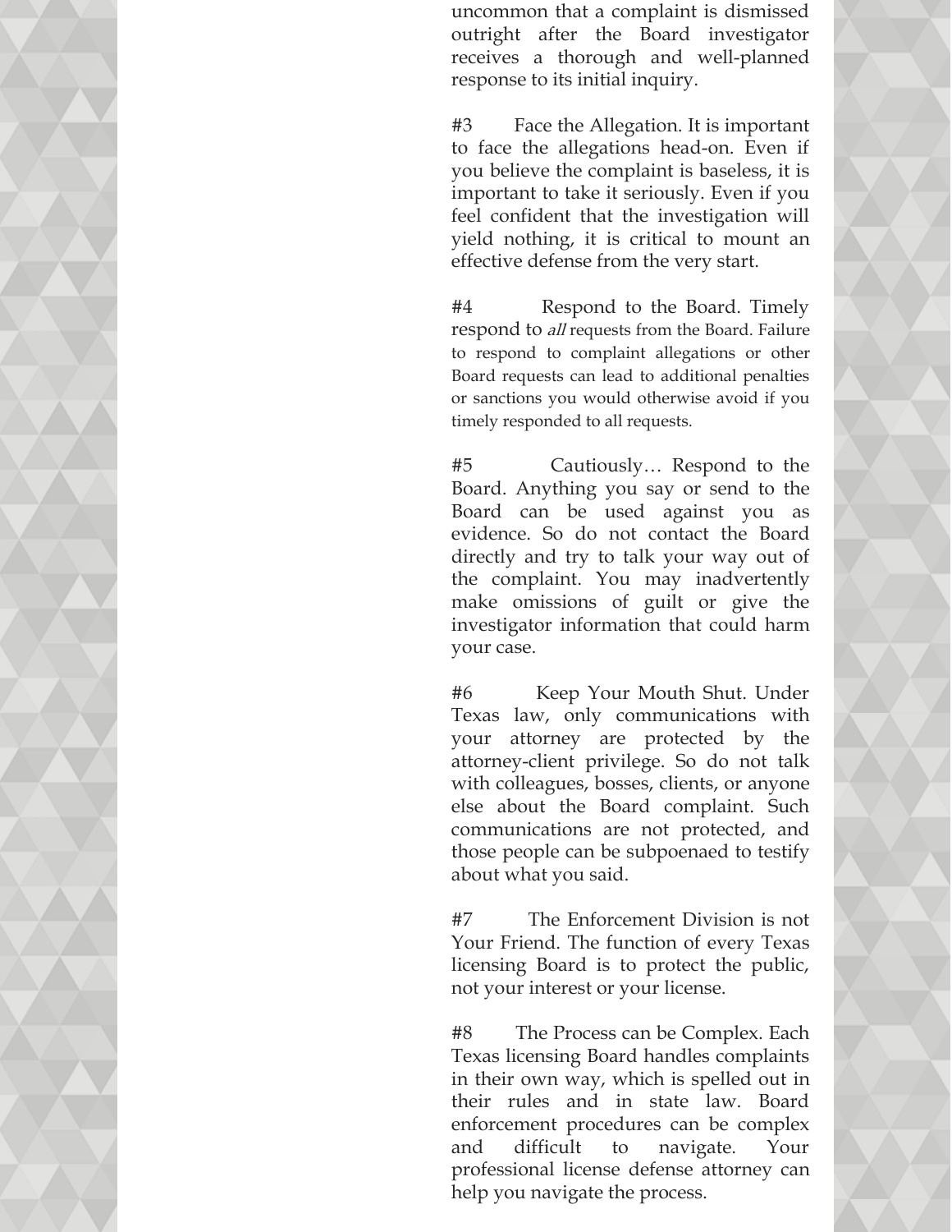uncommon that a complaint is dismissed outright after the Board investigator receives a thorough and well-planned response to its initial inquiry.

#3 Face the Allegation. It is important to face the allegations head-on. Even if you believe the complaint is baseless, it is important to take it seriously. Even if you feel confident that the investigation will yield nothing, it is critical to mount an effective defense from the very start.

#4 Respond to the Board. Timely respond to *all* requests from the Board. Failure to respond to complaint allegations or other Board requests can lead to additional penalties or sanctions you would otherwise avoid if you timely responded to all requests.

#5 Cautiously… Respond to the Board. Anything you say or send to the Board can be used against you as evidence. So do not contact the Board directly and try to talk your way out of the complaint. You may inadvertently make omissions of guilt or give the investigator information that could harm your case.

#6 Keep Your Mouth Shut. Under Texas law, only communications with your attorney are protected by the attorney-client privilege. So do not talk with colleagues, bosses, clients, or anyone else about the Board complaint. Such communications are not protected, and those people can be subpoenaed to testify about what you said.

#7 The Enforcement Division is not Your Friend. The function of every Texas licensing Board is to protect the public, not your interest or your license.

#8 The Process can be Complex. Each Texas licensing Board handles complaints in their own way, which is spelled out in their rules and in state law. Board enforcement procedures can be complex and difficult to navigate. Your professional license defense attorney can help you navigate the process.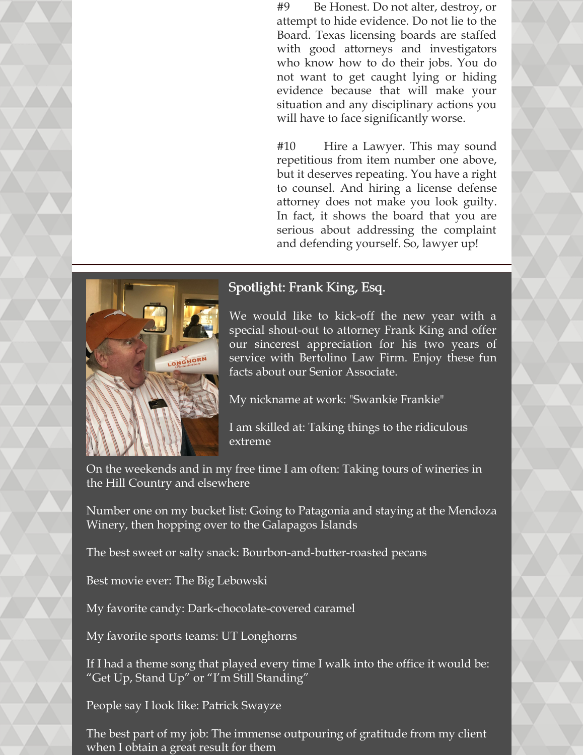#9 Be Honest. Do not alter, destroy, or attempt to hide evidence. Do not lie to the Board. Texas licensing boards are staffed with good attorneys and investigators who know how to do their jobs. You do not want to get caught lying or hiding evidence because that will make your situation and any disciplinary actions you will have to face significantly worse.

#10 Hire a Lawyer. This may sound repetitious from item number one above, but it deserves repeating. You have a right to counsel. And hiring a license defense attorney does not make you look guilty. In fact, it shows the board that you are serious about addressing the complaint and defending yourself. So, lawyer up!

## Spotlight: Frank King, Esq.

We would like to kick-off the new year with a special shout-out to attorney Frank King and offer our sincerest appreciation for his two years of service with Bertolino Law Firm. Enjoy these fun facts about our Senior Associate.

My nickname at work: "Swankie Frankie"

I am skilled at: Taking things to the ridiculous extreme

On the weekends and in my free time I am often: Taking tours of wineries in the Hill Country and elsewhere

Number one on my bucket list: Going to Patagonia and staying at the Mendoza Winery, then hopping over to the Galapagos Islands

The best sweet or salty snack: Bourbon-and-butter-roasted pecans

Best movie ever: The Big Lebowski

My favorite candy: Dark-chocolate-covered caramel

My favorite sports teams: UT Longhorns

If I had a theme song that played every time I walk into the office it would be: "Get Up, Stand Up" or "I'm Still Standing"

People say I look like: Patrick Swayze

The best part of my job: The immense outpouring of gratitude from my client when I obtain a great result for them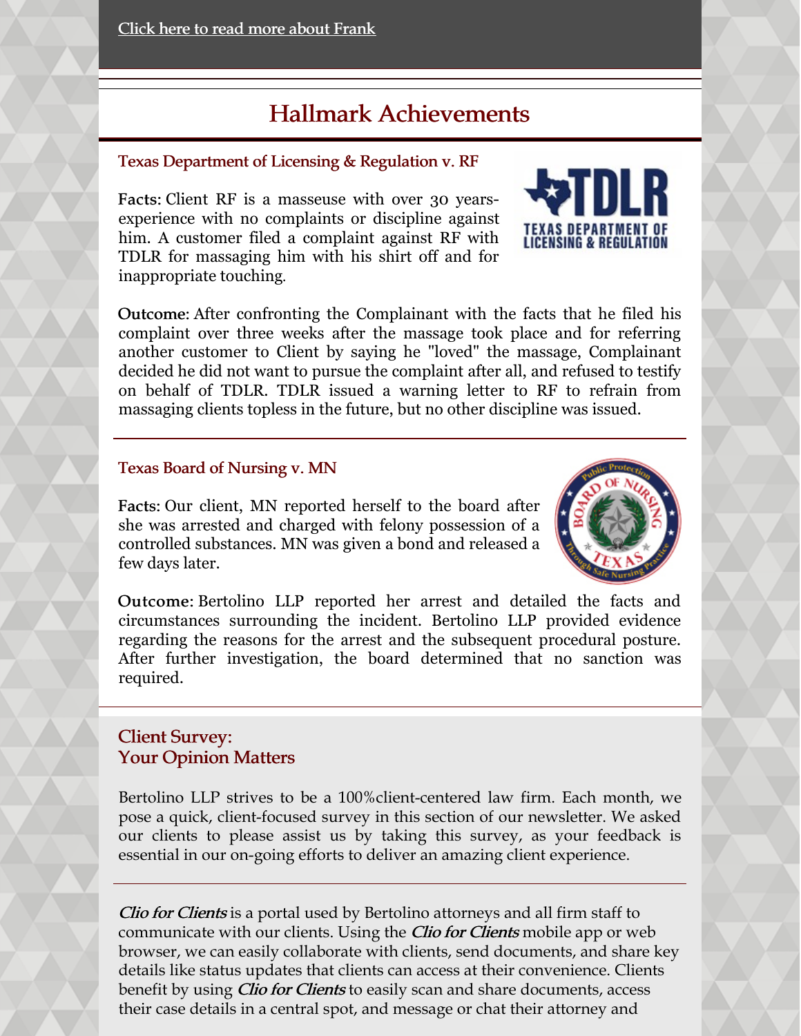Click here to read more about Frank

## Hallmark Achievements

### Texas Department of Licensing & Regulation v. RF

**Facts:** Client RF is a masseuse with over 30 years-experience with no complaints or discipline against him. A customer filed a complaint against RF with TDLR for massaging him with his shirt off and for inappropriate touching.

**Outcome**: After confronting the Complainant with the facts that he filed his complaint over three weeks after the massage took place and for referring another customer to Client by saying he "loved" the massage, Complainant decided he did not want to pursue the complaint after all, and refused to testify on behalf of TDLR. TDLR issued a warning letter to RF to refrain from massaging clients topless in the future, but no other discipline was issued.

### Texas Board of Nursing v. MN

**Facts:** Our client, MN reported herself to the board after she was arrested and charged with felony possession of a controlled substances. MN was given a bond and released a few days later.

**Outcome:** Bertolino LLP reported her arrest and detailed the facts and circumstances surrounding the incident. Bertolino LLP provided evidence regarding the reasons for the arrest and the subsequent procedural posture. After further investigation, the board determined that no sanction was required.

### Client Survey: Your Opinion Matters

Bertolino LLP strives to be a 100%client-centered law firm. Each month, we pose a quick, client-focused survey in this section of our newsletter. We asked our clients to please assist us by taking this survey, as your feedback is essential in our on-going efforts to deliver an amazing client experience.

***Clio for Clients*** is a portal used by Bertolino attorneys and all firm staff to communicate with our clients. Using the ***Clio for Clients*** mobile app or web browser, we can easily collaborate with clients, send documents, and share key details like status updates that clients can access at their convenience. Clients benefit by using ***Clio for Clients*** to easily scan and share documents, access their case details in a central spot, and message or chat their attorney and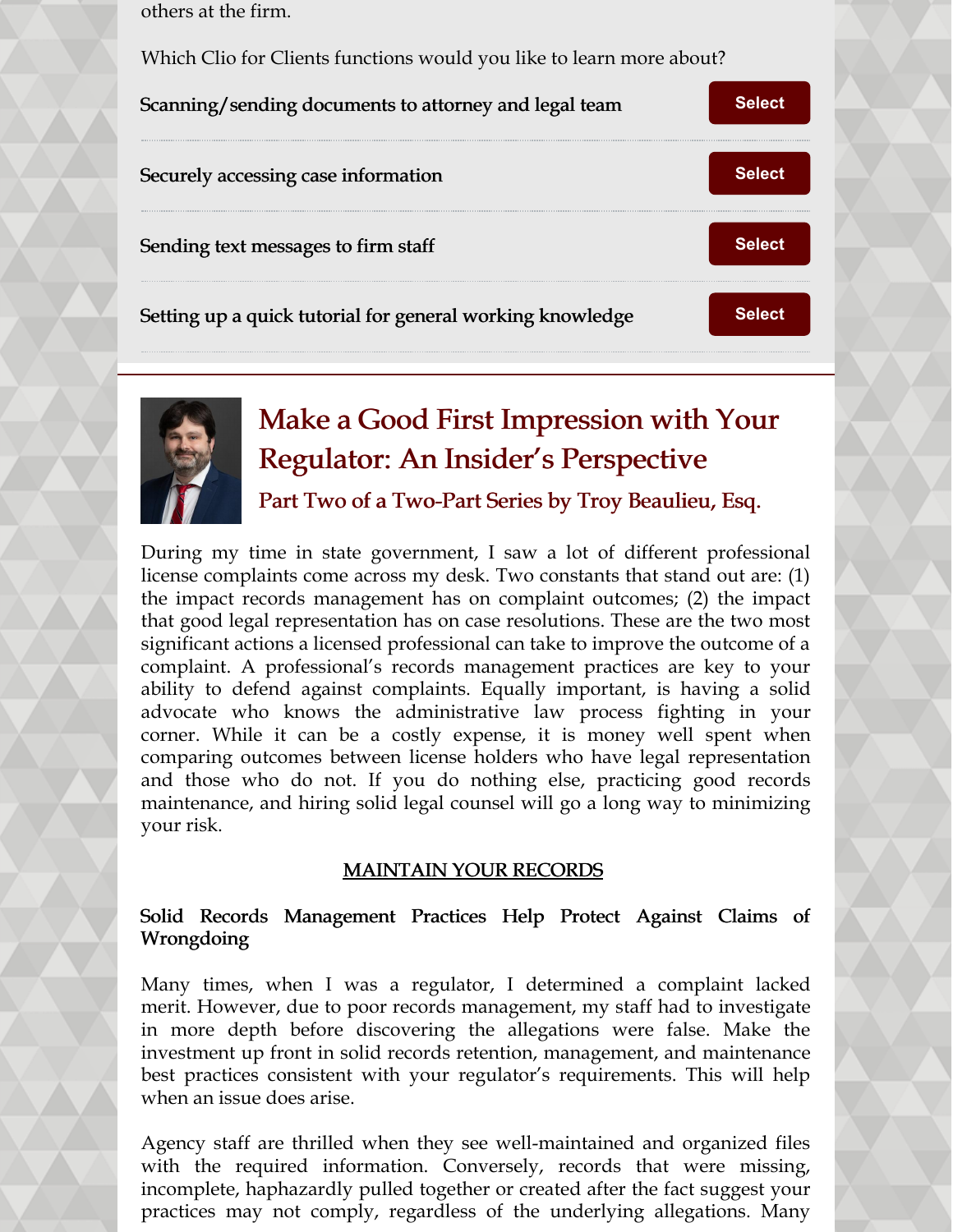others at the firm.

Which Clio for Clients functions would you like to learn more about?

Scanning/sending documents to attorney and legal team — Select

Securely accessing case information — Select

Sending text messages to firm staff — Select

Setting up a quick tutorial for general working knowledge — Select

## Make a Good First Impression with Your Regulator: An Insider's Perspective

### Part Two of a Two-Part Series by Troy Beaulieu, Esq.

During my time in state government, I saw a lot of different professional license complaints come across my desk. Two constants that stand out are: (1) the impact records management has on complaint outcomes; (2) the impact that good legal representation has on case resolutions. These are the two most significant actions a licensed professional can take to improve the outcome of a complaint. A professional's records management practices are key to your ability to defend against complaints. Equally important, is having a solid advocate who knows the administrative law process fighting in your corner. While it can be a costly expense, it is money well spent when comparing outcomes between license holders who have legal representation and those who do not. If you do nothing else, practicing good records maintenance, and hiring solid legal counsel will go a long way to minimizing your risk.

<u>MAINTAIN YOUR RECORDS</u>

**Solid Records Management Practices Help Protect Against Claims of Wrongdoing**

Many times, when I was a regulator, I determined a complaint lacked merit. However, due to poor records management, my staff had to investigate in more depth before discovering the allegations were false. Make the investment up front in solid records retention, management, and maintenance best practices consistent with your regulator's requirements. This will help when an issue does arise.

Agency staff are thrilled when they see well-maintained and organized files with the required information. Conversely, records that were missing, incomplete, haphazardly pulled together or created after the fact suggest your practices may not comply, regardless of the underlying allegations. Many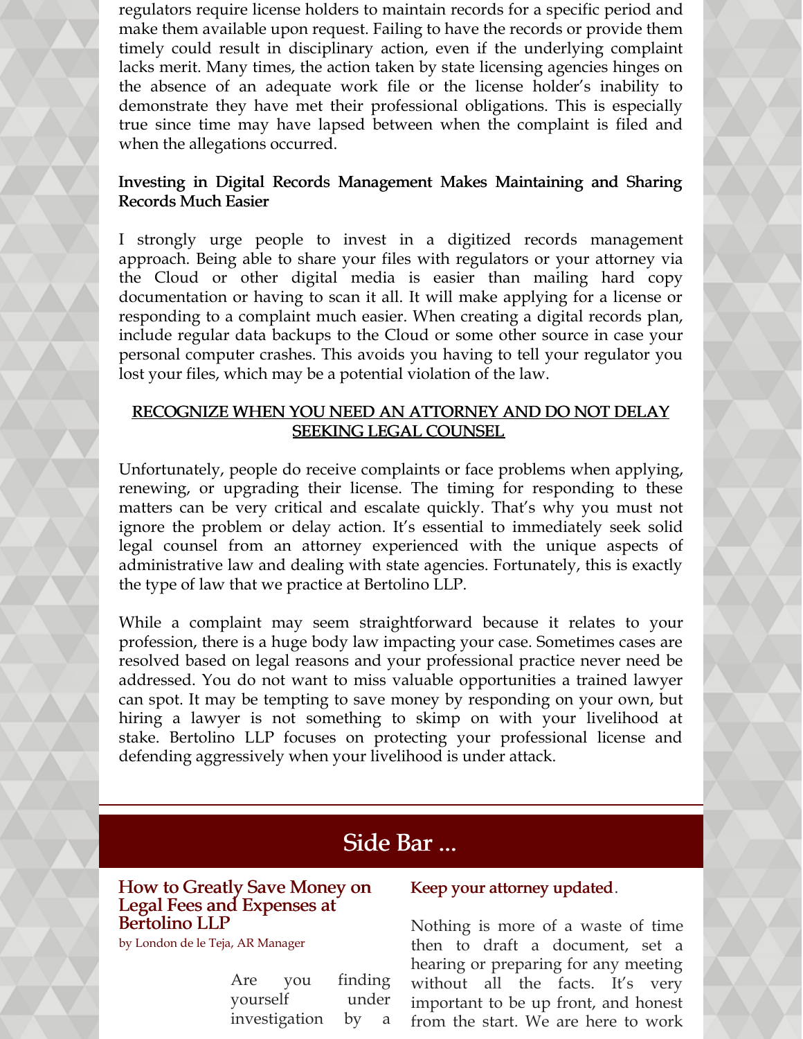regulators require license holders to maintain records for a specific period and make them available upon request. Failing to have the records or provide them timely could result in disciplinary action, even if the underlying complaint lacks merit. Many times, the action taken by state licensing agencies hinges on the absence of an adequate work file or the license holder's inability to demonstrate they have met their professional obligations. This is especially true since time may have lapsed between when the complaint is filed and when the allegations occurred.

**Investing in Digital Records Management Makes Maintaining and Sharing Records Much Easier**

I strongly urge people to invest in a digitized records management approach. Being able to share your files with regulators or your attorney via the Cloud or other digital media is easier than mailing hard copy documentation or having to scan it all. It will make applying for a license or responding to a complaint much easier. When creating a digital records plan, include regular data backups to the Cloud or some other source in case your personal computer crashes. This avoids you having to tell your regulator you lost your files, which may be a potential violation of the law.

## RECOGNIZE WHEN YOU NEED AN ATTORNEY AND DO NOT DELAY SEEKING LEGAL COUNSEL

Unfortunately, people do receive complaints or face problems when applying, renewing, or upgrading their license. The timing for responding to these matters can be very critical and escalate quickly. That's why you must not ignore the problem or delay action. It's essential to immediately seek solid legal counsel from an attorney experienced with the unique aspects of administrative law and dealing with state agencies. Fortunately, this is exactly the type of law that we practice at Bertolino LLP.

While a complaint may seem straightforward because it relates to your profession, there is a huge body law impacting your case. Sometimes cases are resolved based on legal reasons and your professional practice never need be addressed. You do not want to miss valuable opportunities a trained lawyer can spot. It may be tempting to save money by responding on your own, but hiring a lawyer is not something to skimp on with your livelihood at stake. Bertolino LLP focuses on protecting your professional license and defending aggressively when your livelihood is under attack.

# Side Bar ...

### How to Greatly Save Money on Legal Fees and Expenses at Bertolino LLP

by London de le Teja, AR Manager

Are you finding yourself under investigation by a

**Keep your attorney updated**.

Nothing is more of a waste of time then to draft a document, set a hearing or preparing for any meeting without all the facts. It's very important to be up front, and honest from the start. We are here to work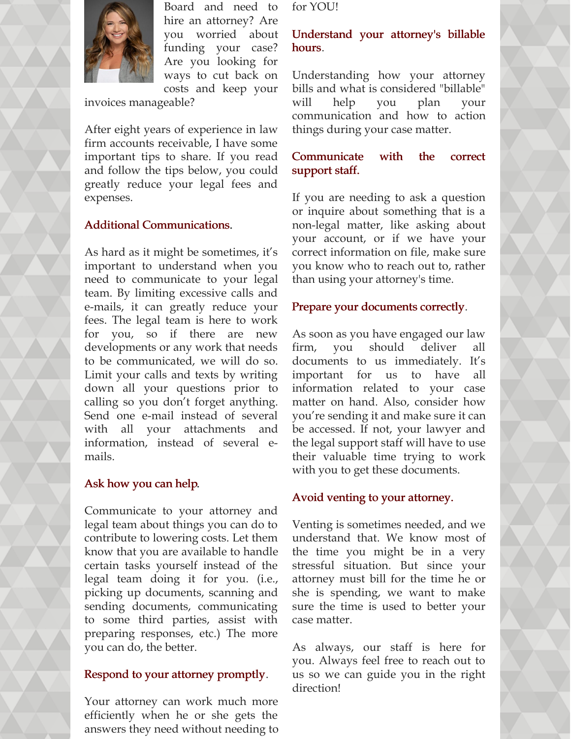Board and need to hire an attorney? Are you worried about funding your case? Are you looking for ways to cut back on costs and keep your invoices manageable?

After eight years of experience in law firm accounts receivable, I have some important tips to share. If you read and follow the tips below, you could greatly reduce your legal fees and expenses.

### Additional Communications.

As hard as it might be sometimes, it's important to understand when you need to communicate to your legal team. By limiting excessive calls and e-mails, it can greatly reduce your fees. The legal team is here to work for you, so if there are new developments or any work that needs to be communicated, we will do so. Limit your calls and texts by writing down all your questions prior to calling so you don't forget anything. Send one e-mail instead of several with all your attachments and information, instead of several e-mails.

### Ask how you can help.

Communicate to your attorney and legal team about things you can do to contribute to lowering costs. Let them know that you are available to handle certain tasks yourself instead of the legal team doing it for you. (i.e., picking up documents, scanning and sending documents, communicating to some third parties, assist with preparing responses, etc.) The more you can do, the better.

### Respond to your attorney promptly.

Your attorney can work much more efficiently when he or she gets the answers they need without needing to for YOU!

### Understand your attorney's billable hours.

Understanding how your attorney bills and what is considered "billable" will help you plan your communication and how to action things during your case matter.

### Communicate with the correct support staff.

If you are needing to ask a question or inquire about something that is a non-legal matter, like asking about your account, or if we have your correct information on file, make sure you know who to reach out to, rather than using your attorney's time.

### Prepare your documents correctly.

As soon as you have engaged our law firm, you should deliver all documents to us immediately. It's important for us to have all information related to your case matter on hand. Also, consider how you're sending it and make sure it can be accessed. If not, your lawyer and the legal support staff will have to use their valuable time trying to work with you to get these documents.

### Avoid venting to your attorney.

Venting is sometimes needed, and we understand that. We know most of the time you might be in a very stressful situation. But since your attorney must bill for the time he or she is spending, we want to make sure the time is used to better your case matter.

As always, our staff is here for you. Always feel free to reach out to us so we can guide you in the right direction!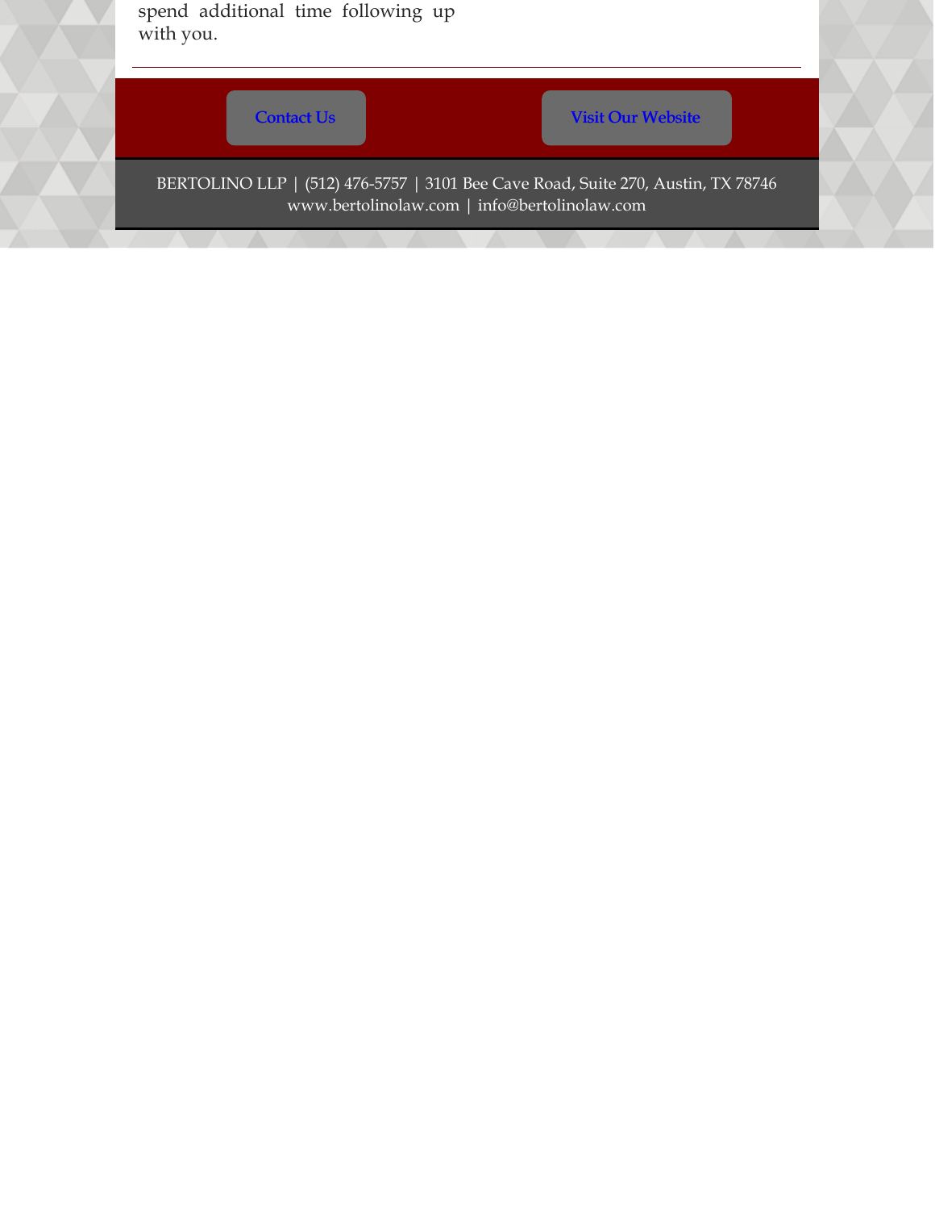spend additional time following up with you.

---

Contact Us

Visit Our Website

BERTOLINO LLP | (512) 476-5757 | 3101 Bee Cave Road, Suite 270, Austin, TX 78746
www.bertolinolaw.com | info@bertolinolaw.com